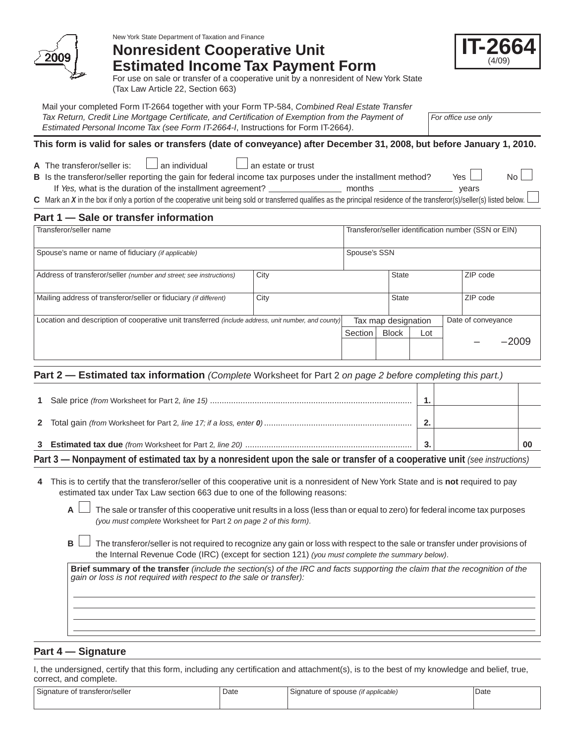New York State Department of Taxation and Finance

# Nonresident Cooperative Unit Estimated Income Tax Payment Form

**IT-2664** (4/09)

2009

For use on sale or transfer of a cooperative unit by a nonresident of New York State (Tax Law Article 22, Section 663)

Mail your completed Form IT-2664 together with your Form TP-584, *Combined Real Estate Transfer Tax Return, Credit Line Mortgage Certificate, and Certification of Exemption from the Payment of Estimated Personal Income Tax (see Form IT-2664-I*, Instructions for Form IT-2664*)*.

*For office use only*

**This form is valid for sales or transfers (date of conveyance) after December 31, 2008, but before January 1, 2010.**

**A** The transferor/seller is: ☐ an individual ☐ an estate or trust

**B** Is the transferor/seller reporting the gain for federal income tax purposes under the installment method? Yes ☐ No ☐

If *Yes,* what is the duration of the installment agreement? ________ months ________ years

**C** Mark an *X* in the box if only a portion of the cooperative unit being sold or transferred qualifies as the principal residence of the transferor(s)/seller(s) listed below. ☐

## Part 1 — Sale or transfer information

| Transferor/seller name | | | Transferor/seller identification number (SSN or EIN) | | |
|---|---|---|---|---|---|
| Spouse's name or name of fiduciary *(if applicable)* | | | Spouse's SSN | | |
| Address of transferor/seller *(number and street; see instructions)* | City | | State | | ZIP code |
| Mailing address of transferor/seller or fiduciary *(if different)* | City | | State | | ZIP code |
| Location and description of cooperative unit transferred *(include address, unit number, and county)* | Tax map designation | | | Date of conveyance | |
| | Section | Block | Lot | – –2009 | |

## Part 2 — Estimated tax information *(Complete* Worksheet for Part 2 *on page 2 before completing this part.)*

| | | | |
|---|---|---|---|
| **1** Sale price *(from* Worksheet for Part 2*, line 15)* | **1.** | | |
| **2** Total gain *(from* Worksheet for Part 2*, line 17; if a loss, enter **0**)* | **2.** | | |
| **3** **Estimated tax due** *(from* Worksheet for Part 2*, line 20)* | **3.** | | 00 |

## Part 3 — Nonpayment of estimated tax by a nonresident upon the sale or transfer of a cooperative unit *(see instructions)*

**4** This is to certify that the transferor/seller of this cooperative unit is a nonresident of New York State and is **not** required to pay estimated tax under Tax Law section 663 due to one of the following reasons:

**A** ☐ The sale or transfer of this cooperative unit results in a loss (less than or equal to zero) for federal income tax purposes *(you must complete* Worksheet for Part 2 *on page 2 of this form)*.

**B** ☐ The transferor/seller is not required to recognize any gain or loss with respect to the sale or transfer under provisions of the Internal Revenue Code (IRC) (except for section 121) *(you must complete the summary below)*.

**Brief summary of the transfer** *(include the section(s) of the IRC and facts supporting the claim that the recognition of the gain or loss is not required with respect to the sale or transfer):*

______________________________________________

______________________________________________

______________________________________________

______________________________________________

## Part 4 — Signature

I, the undersigned, certify that this form, including any certification and attachment(s), is to the best of my knowledge and belief, true, correct, and complete.

| Signature of transferor/seller | Date | Signature of spouse *(if applicable)* | Date |
|---|---|---|---|
| | | | |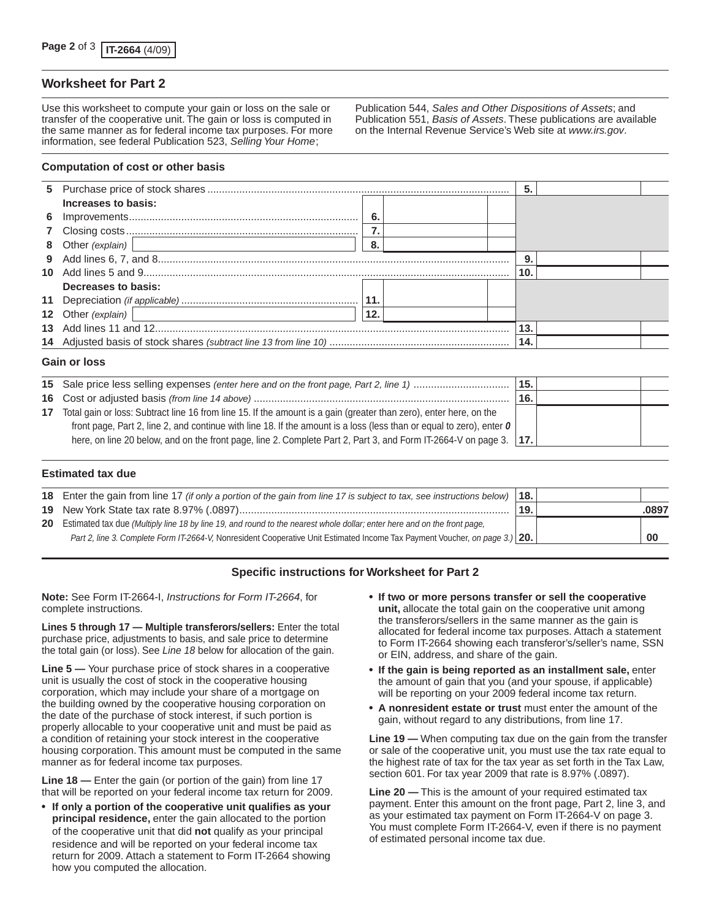## Worksheet for Part 2

Use this worksheet to compute your gain or loss on the sale or transfer of the cooperative unit. The gain or loss is computed in the same manner as for federal income tax purposes. For more information, see federal Publication 523, *Selling Your Home*; Publication 544, *Sales and Other Dispositions of Assets*; and Publication 551, *Basis of Assets*. These publications are available on the Internal Revenue Service's Web site at *www.irs.gov*.

### Computation of cost or other basis

| Line | Description | | | | |
|---|---|---|---|---|---|
| 5 | Purchase price of stock shares | | | 5. | |
| | **Increases to basis:** | | | | |
| 6 | Improvements | 6. | | | |
| 7 | Closing costs | 7. | | | |
| 8 | Other *(explain)* | 8. | | | |
| 9 | Add lines 6, 7, and 8 | | | 9. | |
| 10 | Add lines 5 and 9 | | | 10. | |
| | **Decreases to basis:** | | | | |
| 11 | Depreciation *(if applicable)* | 11. | | | |
| 12 | Other *(explain)* | 12. | | | |
| 13 | Add lines 11 and 12 | | | 13. | |
| 14 | Adjusted basis of stock shares *(subtract line 13 from line 10)* | | | 14. | |

### Gain or loss

| Line | Description | | |
|---|---|---|---|
| 15 | Sale price less selling expenses *(enter here and on the front page, Part 2, line 1)* | 15. | |
| 16 | Cost or adjusted basis *(from line 14 above)* | 16. | |
| 17 | Total gain or loss: Subtract line 16 from line 15. If the amount is a gain (greater than zero), enter here, on the front page, Part 2, line 2, and continue with line 18. If the amount is a loss (less than or equal to zero), enter ***0*** here, on line 20 below, and on the front page, line 2. Complete Part 2, Part 3, and Form IT-2664-V on page 3. | 17. | |

### Estimated tax due

| Line | Description | | |
|---|---|---|---|
| 18 | Enter the gain from line 17 *(if only a portion of the gain from line 17 is subject to tax, see instructions below)* | 18. | |
| 19 | New York State tax rate 8.97% (.0897) | 19. | .0897 |
| 20 | Estimated tax due *(Multiply line 18 by line 19, and round to the nearest whole dollar; enter here and on the front page, Part 2, line 3. Complete Form IT-2664-V,* Nonresident Cooperative Unit Estimated Income Tax Payment Voucher, *on page 3.)* | 20. | 00 |

### Specific instructions for Worksheet for Part 2

**Note:** See Form IT-2664-I, *Instructions for Form IT-2664*, for complete instructions.

**Lines 5 through 17 — Multiple transferors/sellers:** Enter the total purchase price, adjustments to basis, and sale price to determine the total gain (or loss). See *Line 18* below for allocation of the gain.

**Line 5 —** Your purchase price of stock shares in a cooperative unit is usually the cost of stock in the cooperative housing corporation, which may include your share of a mortgage on the building owned by the cooperative housing corporation on the date of the purchase of stock interest, if such portion is properly allocable to your cooperative unit and must be paid as a condition of retaining your stock interest in the cooperative housing corporation. This amount must be computed in the same manner as for federal income tax purposes.

**Line 18 —** Enter the gain (or portion of the gain) from line 17 that will be reported on your federal income tax return for 2009.

- **If only a portion of the cooperative unit qualifies as your principal residence,** enter the gain allocated to the portion of the cooperative unit that did **not** qualify as your principal residence and will be reported on your federal income tax return for 2009. Attach a statement to Form IT-2664 showing how you computed the allocation.
- **If two or more persons transfer or sell the cooperative unit,** allocate the total gain on the cooperative unit among the transferors/sellers in the same manner as the gain is allocated for federal income tax purposes. Attach a statement to Form IT-2664 showing each transferor's/seller's name, SSN or EIN, address, and share of the gain.
- **If the gain is being reported as an installment sale,** enter the amount of gain that you (and your spouse, if applicable) will be reporting on your 2009 federal income tax return.
- **A nonresident estate or trust** must enter the amount of the gain, without regard to any distributions, from line 17.

**Line 19 —** When computing tax due on the gain from the transfer or sale of the cooperative unit, you must use the tax rate equal to the highest rate of tax for the tax year as set forth in the Tax Law, section 601. For tax year 2009 that rate is 8.97% (.0897).

**Line 20 —** This is the amount of your required estimated tax payment. Enter this amount on the front page, Part 2, line 3, and as your estimated tax payment on Form IT-2664-V on page 3. You must complete Form IT-2664-V, even if there is no payment of estimated personal income tax due.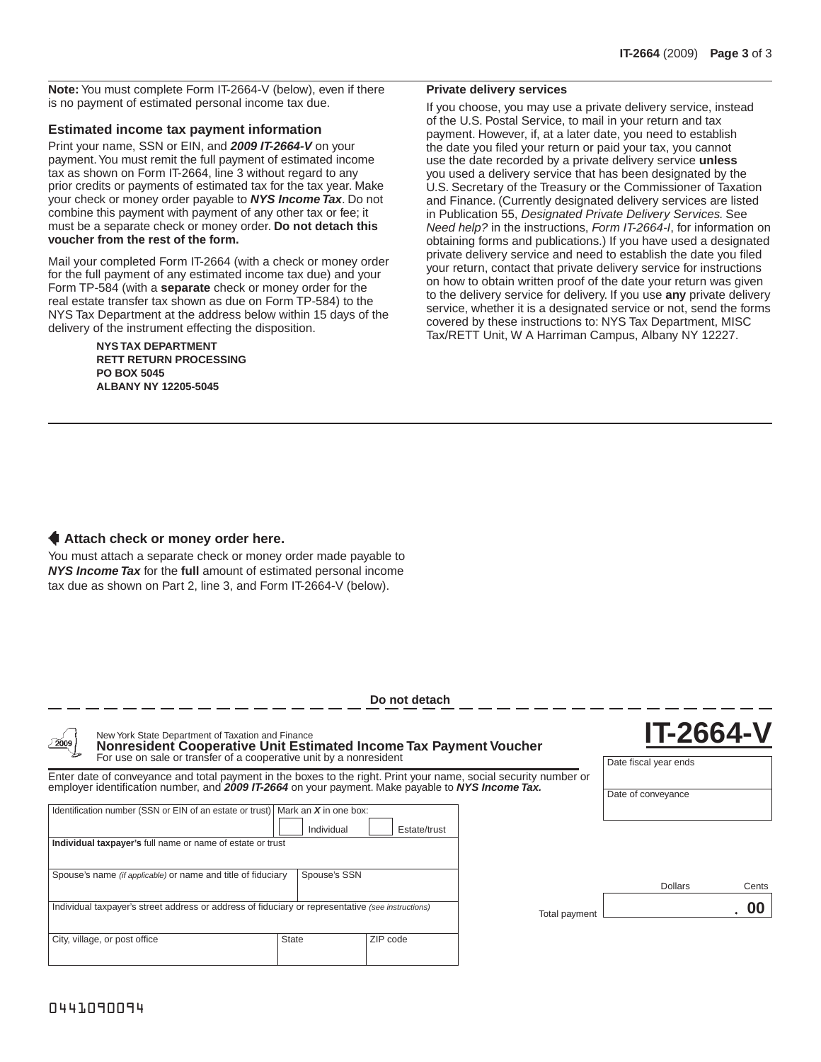**Note:** You must complete Form IT-2664-V (below), even if there is no payment of estimated personal income tax due.

### Estimated income tax payment information

Print your name, SSN or EIN, and ***2009 IT-2664-V*** on your payment. You must remit the full payment of estimated income tax as shown on Form IT-2664, line 3 without regard to any prior credits or payments of estimated tax for the tax year. Make your check or money order payable to ***NYS Income Tax***. Do not combine this payment with payment of any other tax or fee; it must be a separate check or money order. **Do not detach this voucher from the rest of the form.**

Mail your completed Form IT-2664 (with a check or money order for the full payment of any estimated income tax due) and your Form TP-584 (with a **separate** check or money order for the real estate transfer tax shown as due on Form TP-584) to the NYS Tax Department at the address below within 15 days of the delivery of the instrument effecting the disposition.

**NYS TAX DEPARTMENT**
**RETT RETURN PROCESSING**
**PO BOX 5045**
**ALBANY NY 12205-5045**

**Private delivery services**

If you choose, you may use a private delivery service, instead of the U.S. Postal Service, to mail in your return and tax payment. However, if, at a later date, you need to establish the date you filed your return or paid your tax, you cannot use the date recorded by a private delivery service **unless** you used a delivery service that has been designated by the U.S. Secretary of the Treasury or the Commissioner of Taxation and Finance. (Currently designated delivery services are listed in Publication 55, *Designated Private Delivery Services.* See *Need help?* in the instructions, *Form IT-2664-I*, for information on obtaining forms and publications.) If you have used a designated private delivery service and need to establish the date you filed your return, contact that private delivery service for instructions on how to obtain written proof of the date your return was given to the delivery service for delivery. If you use **any** private delivery service, whether it is a designated service or not, send the forms covered by these instructions to: NYS Tax Department, MISC Tax/RETT Unit, W A Harriman Campus, Albany NY 12227.

**Attach check or money order here.**

You must attach a separate check or money order made payable to ***NYS Income Tax*** for the **full** amount of estimated personal income tax due as shown on Part 2, line 3, and Form IT-2664-V (below).

**Do not detach**

2009

New York State Department of Taxation and Finance

## Nonresident Cooperative Unit Estimated Income Tax Payment Voucher

For use on sale or transfer of a cooperative unit by a nonresident

# IT-2664-V

Enter date of conveyance and total payment in the boxes to the right. Print your name, social security number or employer identification number, and ***2009 IT-2664*** on your payment. Make payable to ***NYS Income Tax.***

| | | |
|---|---|---|
| Identification number (SSN or EIN of an estate or trust) | Mark an ***X*** in one box: ☐ Individual ☐ Estate/trust | |
| **Individual taxpayer's** full name or name of estate or trust | | |
| Spouse's name *(if applicable)* or name and title of fiduciary | Spouse's SSN | |
| Individual taxpayer's street address or address of fiduciary or representative *(see instructions)* | | |
| City, village, or post office | State | ZIP code |

Date fiscal year ends

Date of conveyance

| | Dollars | Cents |
|---|---|---|
| Total payment | | . 00 |

0441090094